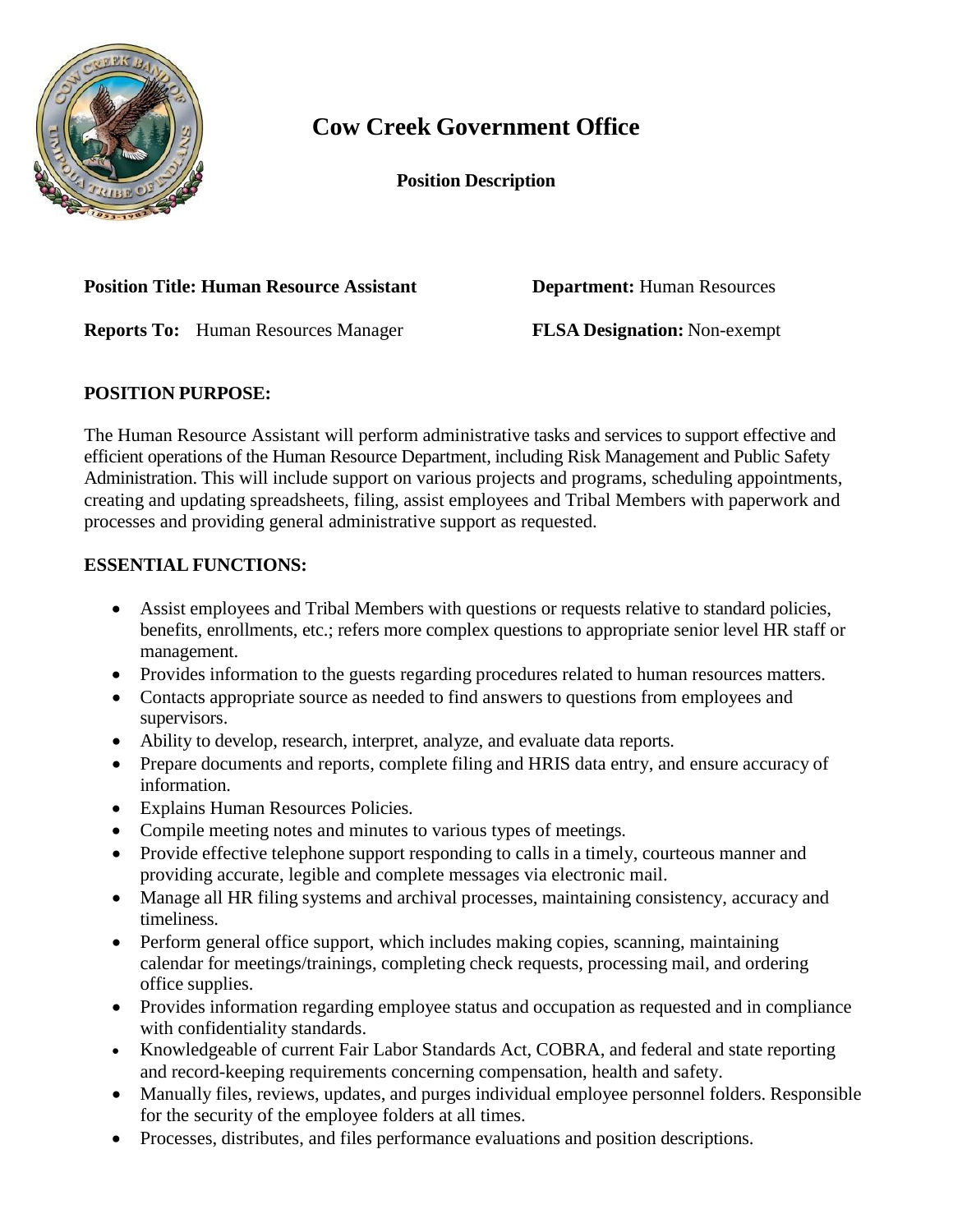# Cow Creek Government Office

**Position Description**

**Position Title: Human Resource Assistant** **Department:** Human Resources

**Reports To:** Human Resources Manager **FLSA Designation:** Non-exempt

## POSITION PURPOSE:

The Human Resource Assistant will perform administrative tasks and services to support effective and efficient operations of the Human Resource Department, including Risk Management and Public Safety Administration. This will include support on various projects and programs, scheduling appointments, creating and updating spreadsheets, filing, assist employees and Tribal Members with paperwork and processes and providing general administrative support as requested.

## ESSENTIAL FUNCTIONS:

- Assist employees and Tribal Members with questions or requests relative to standard policies, benefits, enrollments, etc.; refers more complex questions to appropriate senior level HR staff or management.
- Provides information to the guests regarding procedures related to human resources matters.
- Contacts appropriate source as needed to find answers to questions from employees and supervisors.
- Ability to develop, research, interpret, analyze, and evaluate data reports.
- Prepare documents and reports, complete filing and HRIS data entry, and ensure accuracy of information.
- Explains Human Resources Policies.
- Compile meeting notes and minutes to various types of meetings.
- Provide effective telephone support responding to calls in a timely, courteous manner and providing accurate, legible and complete messages via electronic mail.
- Manage all HR filing systems and archival processes, maintaining consistency, accuracy and timeliness.
- Perform general office support, which includes making copies, scanning, maintaining calendar for meetings/trainings, completing check requests, processing mail, and ordering office supplies.
- Provides information regarding employee status and occupation as requested and in compliance with confidentiality standards.
- Knowledgeable of current Fair Labor Standards Act, COBRA, and federal and state reporting and record-keeping requirements concerning compensation, health and safety.
- Manually files, reviews, updates, and purges individual employee personnel folders. Responsible for the security of the employee folders at all times.
- Processes, distributes, and files performance evaluations and position descriptions.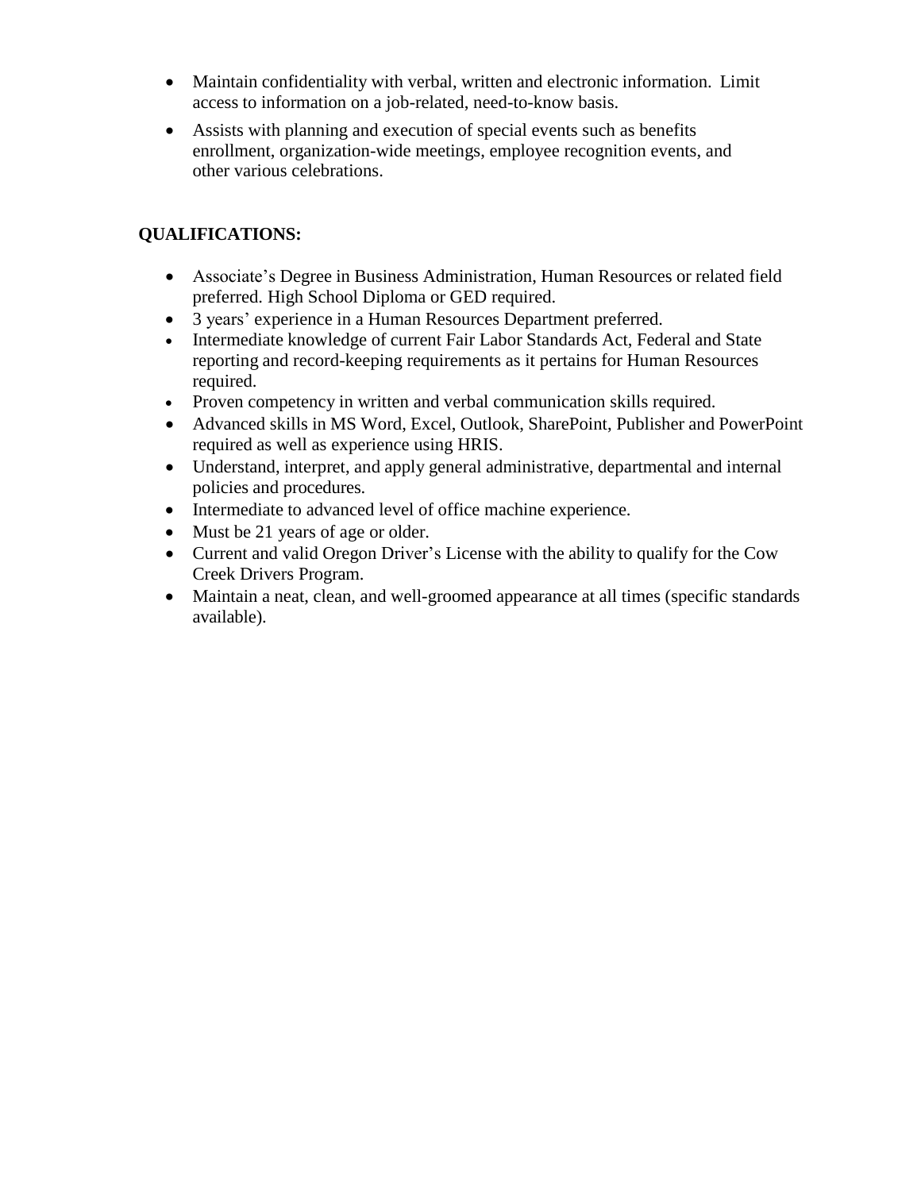- Maintain confidentiality with verbal, written and electronic information. Limit access to information on a job-related, need-to-know basis.
- Assists with planning and execution of special events such as benefits enrollment, organization-wide meetings, employee recognition events, and other various celebrations.

**QUALIFICATIONS:**

- Associate's Degree in Business Administration, Human Resources or related field preferred. High School Diploma or GED required.
- 3 years' experience in a Human Resources Department preferred.
- Intermediate knowledge of current Fair Labor Standards Act, Federal and State reporting and record-keeping requirements as it pertains for Human Resources required.
- Proven competency in written and verbal communication skills required.
- Advanced skills in MS Word, Excel, Outlook, SharePoint, Publisher and PowerPoint required as well as experience using HRIS.
- Understand, interpret, and apply general administrative, departmental and internal policies and procedures.
- Intermediate to advanced level of office machine experience.
- Must be 21 years of age or older.
- Current and valid Oregon Driver's License with the ability to qualify for the Cow Creek Drivers Program.
- Maintain a neat, clean, and well-groomed appearance at all times (specific standards available).